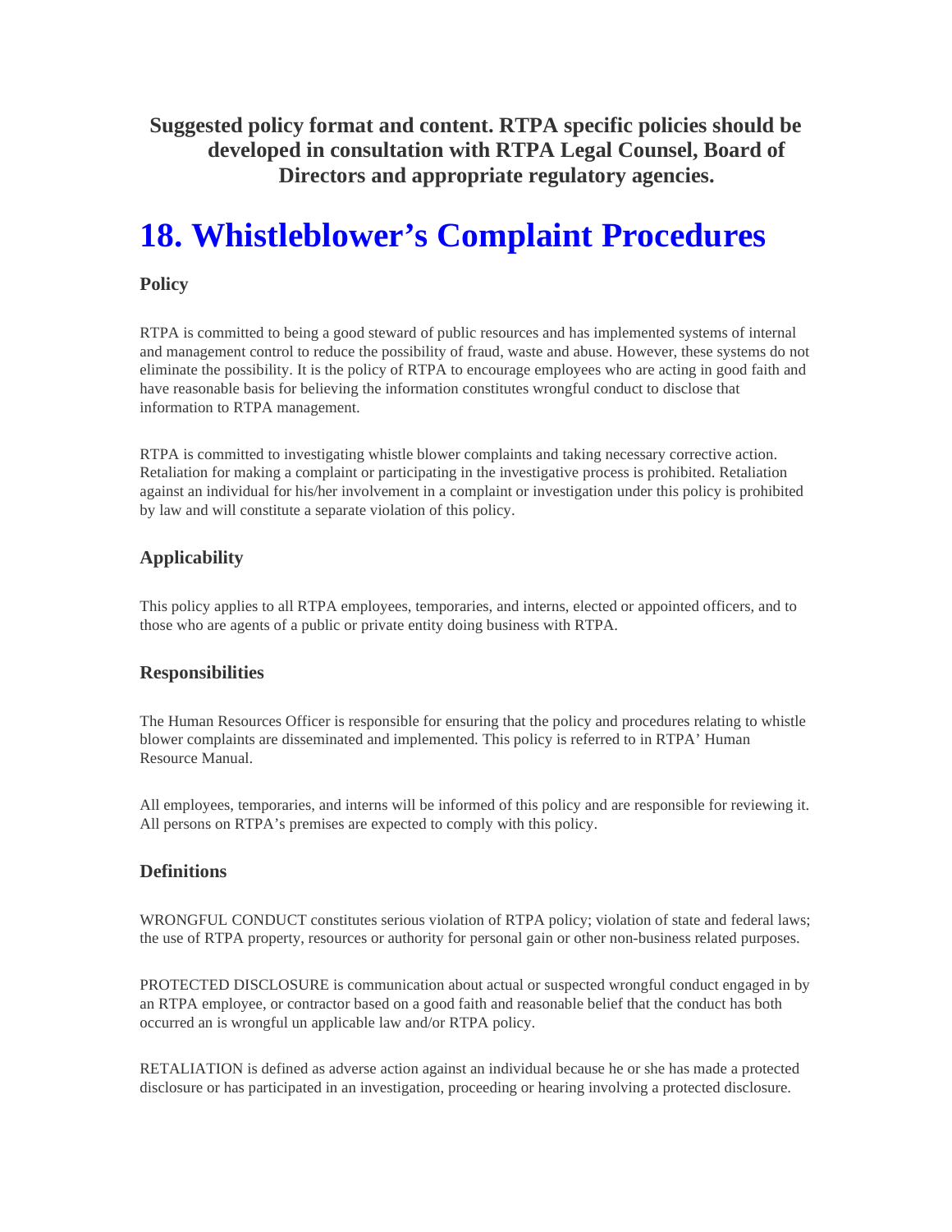**Suggested policy format and content. RTPA specific policies should be developed in consultation with RTPA Legal Counsel, Board of Directors and appropriate regulatory agencies.**

# 18. Whistleblower's Complaint Procedures

### Policy

RTPA is committed to being a good steward of public resources and has implemented systems of internal and management control to reduce the possibility of fraud, waste and abuse. However, these systems do not eliminate the possibility. It is the policy of RTPA to encourage employees who are acting in good faith and have reasonable basis for believing the information constitutes wrongful conduct to disclose that information to RTPA management.

RTPA is committed to investigating whistle blower complaints and taking necessary corrective action. Retaliation for making a complaint or participating in the investigative process is prohibited. Retaliation against an individual for his/her involvement in a complaint or investigation under this policy is prohibited by law and will constitute a separate violation of this policy.

### Applicability

This policy applies to all RTPA employees, temporaries, and interns, elected or appointed officers, and to those who are agents of a public or private entity doing business with RTPA.

### Responsibilities

The Human Resources Officer is responsible for ensuring that the policy and procedures relating to whistle blower complaints are disseminated and implemented. This policy is referred to in RTPA' Human Resource Manual.

All employees, temporaries, and interns will be informed of this policy and are responsible for reviewing it. All persons on RTPA's premises are expected to comply with this policy.

### Definitions

WRONGFUL CONDUCT constitutes serious violation of RTPA policy; violation of state and federal laws; the use of RTPA property, resources or authority for personal gain or other non-business related purposes.

PROTECTED DISCLOSURE is communication about actual or suspected wrongful conduct engaged in by an RTPA employee, or contractor based on a good faith and reasonable belief that the conduct has both occurred an is wrongful un applicable law and/or RTPA policy.

RETALIATION is defined as adverse action against an individual because he or she has made a protected disclosure or has participated in an investigation, proceeding or hearing involving a protected disclosure.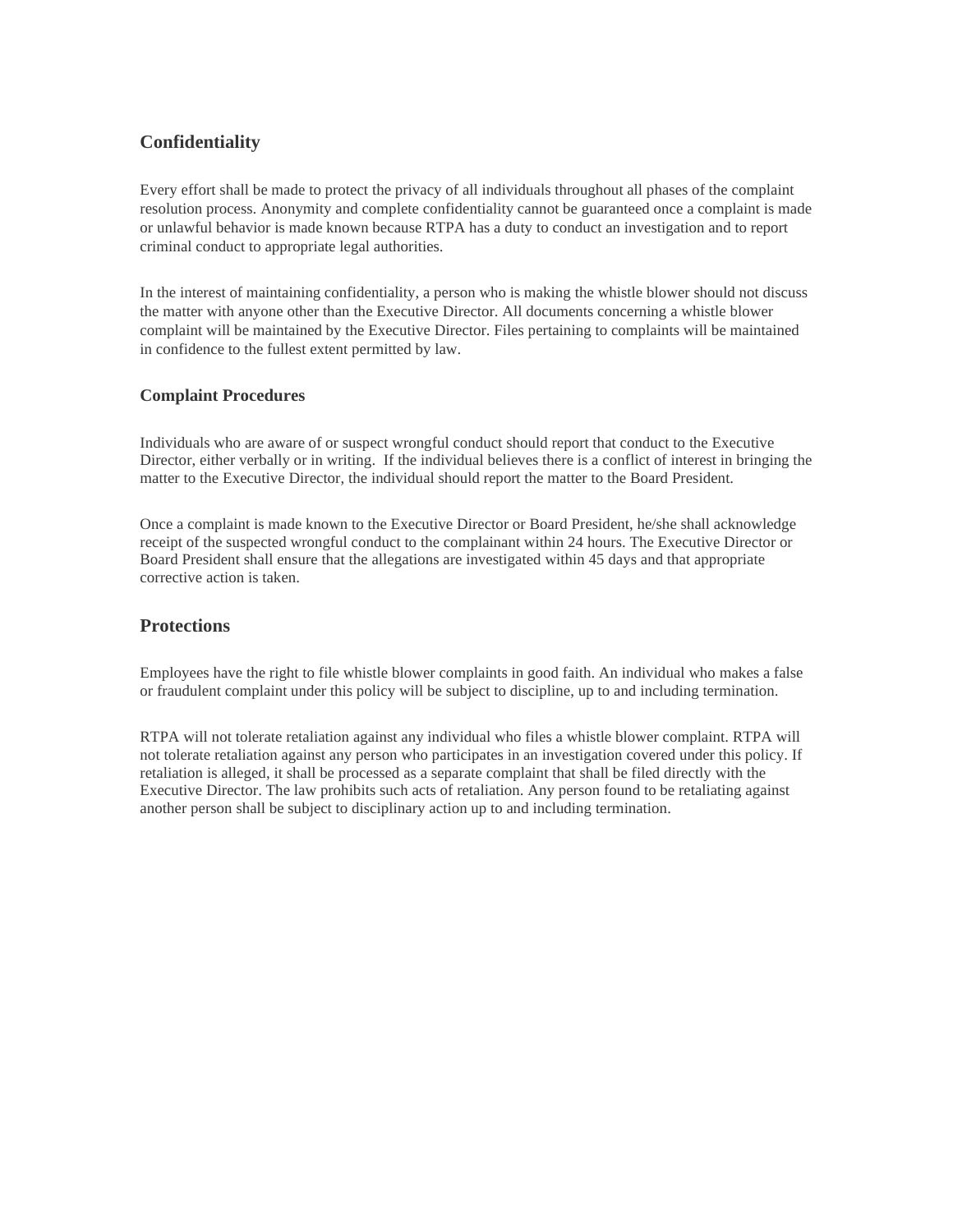## Confidentiality

Every effort shall be made to protect the privacy of all individuals throughout all phases of the complaint resolution process. Anonymity and complete confidentiality cannot be guaranteed once a complaint is made or unlawful behavior is made known because RTPA has a duty to conduct an investigation and to report criminal conduct to appropriate legal authorities.

In the interest of maintaining confidentiality, a person who is making the whistle blower should not discuss the matter with anyone other than the Executive Director. All documents concerning a whistle blower complaint will be maintained by the Executive Director. Files pertaining to complaints will be maintained in confidence to the fullest extent permitted by law.

### Complaint Procedures

Individuals who are aware of or suspect wrongful conduct should report that conduct to the Executive Director, either verbally or in writing. If the individual believes there is a conflict of interest in bringing the matter to the Executive Director, the individual should report the matter to the Board President.

Once a complaint is made known to the Executive Director or Board President, he/she shall acknowledge receipt of the suspected wrongful conduct to the complainant within 24 hours. The Executive Director or Board President shall ensure that the allegations are investigated within 45 days and that appropriate corrective action is taken.

## Protections

Employees have the right to file whistle blower complaints in good faith. An individual who makes a false or fraudulent complaint under this policy will be subject to discipline, up to and including termination.

RTPA will not tolerate retaliation against any individual who files a whistle blower complaint. RTPA will not tolerate retaliation against any person who participates in an investigation covered under this policy. If retaliation is alleged, it shall be processed as a separate complaint that shall be filed directly with the Executive Director. The law prohibits such acts of retaliation. Any person found to be retaliating against another person shall be subject to disciplinary action up to and including termination.